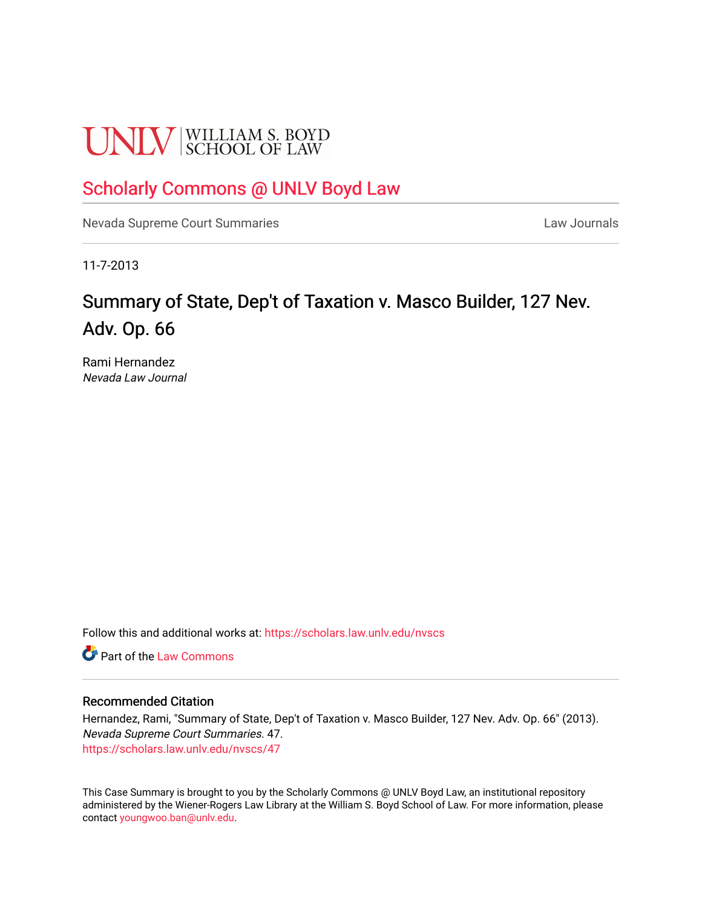UNLV | WILLIAM S. BOYD SCHOOL OF LAW

# Scholarly Commons @ UNLV Boyd Law

Nevada Supreme Court Summaries Law Journals

11-7-2013

# Summary of State, Dep't of Taxation v. Masco Builder, 127 Nev. Adv. Op. 66

Rami Hernandez
*Nevada Law Journal*

Follow this and additional works at: https://scholars.law.unlv.edu/nvscs

Part of the Law Commons

## Recommended Citation

Hernandez, Rami, "Summary of State, Dep't of Taxation v. Masco Builder, 127 Nev. Adv. Op. 66" (2013). *Nevada Supreme Court Summaries*. 47.
https://scholars.law.unlv.edu/nvscs/47

This Case Summary is brought to you by the Scholarly Commons @ UNLV Boyd Law, an institutional repository administered by the Wiener-Rogers Law Library at the William S. Boyd School of Law. For more information, please contact youngwoo.ban@unlv.edu.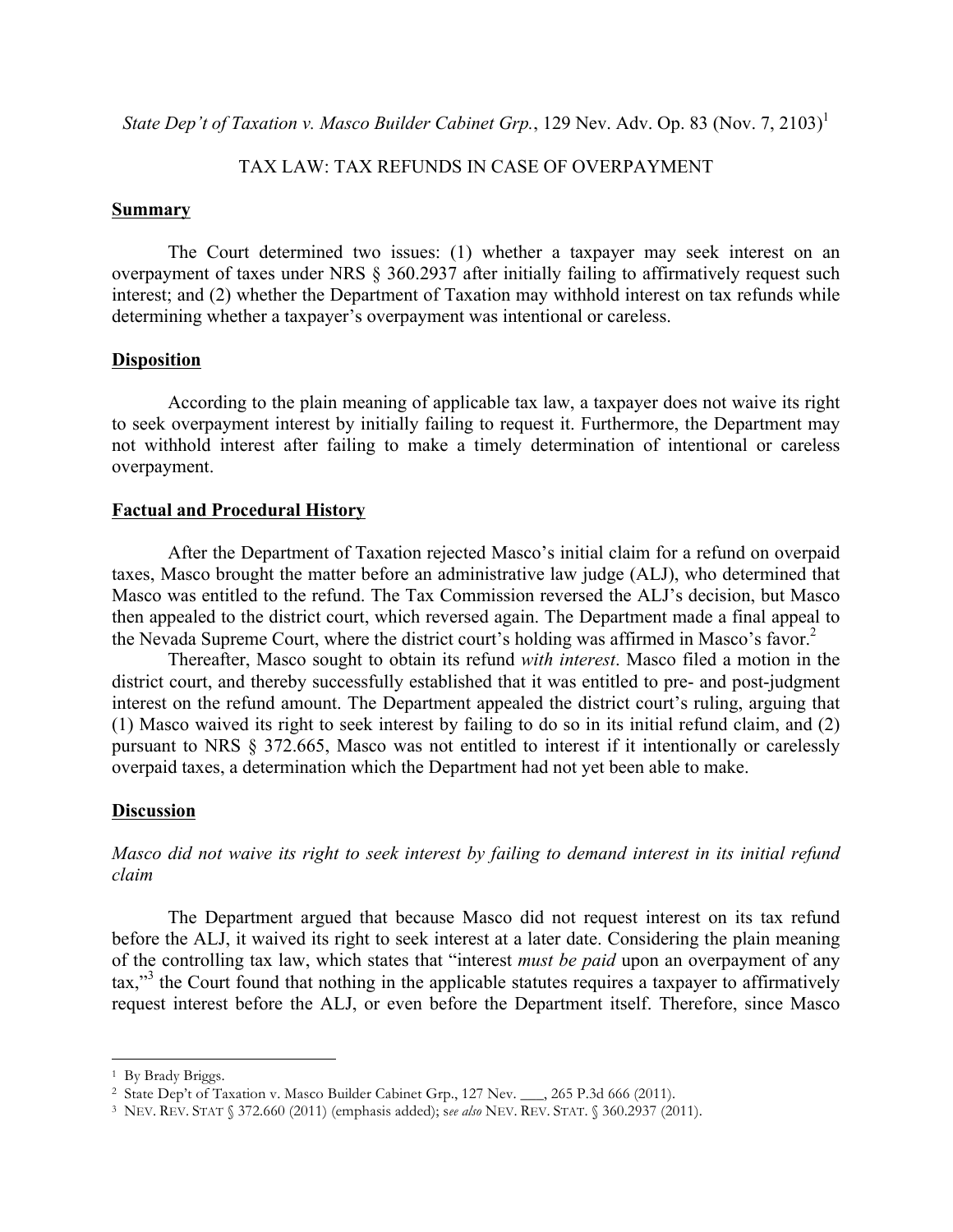*State Dep't of Taxation v. Masco Builder Cabinet Grp.*, 129 Nev. Adv. Op. 83 (Nov. 7, 2103)[1]

TAX LAW: TAX REFUNDS IN CASE OF OVERPAYMENT

**Summary**

The Court determined two issues: (1) whether a taxpayer may seek interest on an overpayment of taxes under NRS § 360.2937 after initially failing to affirmatively request such interest; and (2) whether the Department of Taxation may withhold interest on tax refunds while determining whether a taxpayer's overpayment was intentional or careless.

**Disposition**

According to the plain meaning of applicable tax law, a taxpayer does not waive its right to seek overpayment interest by initially failing to request it. Furthermore, the Department may not withhold interest after failing to make a timely determination of intentional or careless overpayment.

**Factual and Procedural History**

After the Department of Taxation rejected Masco's initial claim for a refund on overpaid taxes, Masco brought the matter before an administrative law judge (ALJ), who determined that Masco was entitled to the refund. The Tax Commission reversed the ALJ's decision, but Masco then appealed to the district court, which reversed again. The Department made a final appeal to the Nevada Supreme Court, where the district court's holding was affirmed in Masco's favor.[2]

Thereafter, Masco sought to obtain its refund *with interest*. Masco filed a motion in the district court, and thereby successfully established that it was entitled to pre- and post-judgment interest on the refund amount. The Department appealed the district court's ruling, arguing that (1) Masco waived its right to seek interest by failing to do so in its initial refund claim, and (2) pursuant to NRS § 372.665, Masco was not entitled to interest if it intentionally or carelessly overpaid taxes, a determination which the Department had not yet been able to make.

**Discussion**

*Masco did not waive its right to seek interest by failing to demand interest in its initial refund claim*

The Department argued that because Masco did not request interest on its tax refund before the ALJ, it waived its right to seek interest at a later date. Considering the plain meaning of the controlling tax law, which states that "interest *must be paid* upon an overpayment of any tax,"[3] the Court found that nothing in the applicable statutes requires a taxpayer to affirmatively request interest before the ALJ, or even before the Department itself. Therefore, since Masco

---

[1] By Brady Briggs.

[2] State Dep't of Taxation v. Masco Builder Cabinet Grp., 127 Nev. ___, 265 P.3d 666 (2011).

[3] NEV. REV. STAT § 372.660 (2011) (emphasis added); s*ee also* NEV. REV. STAT. § 360.2937 (2011).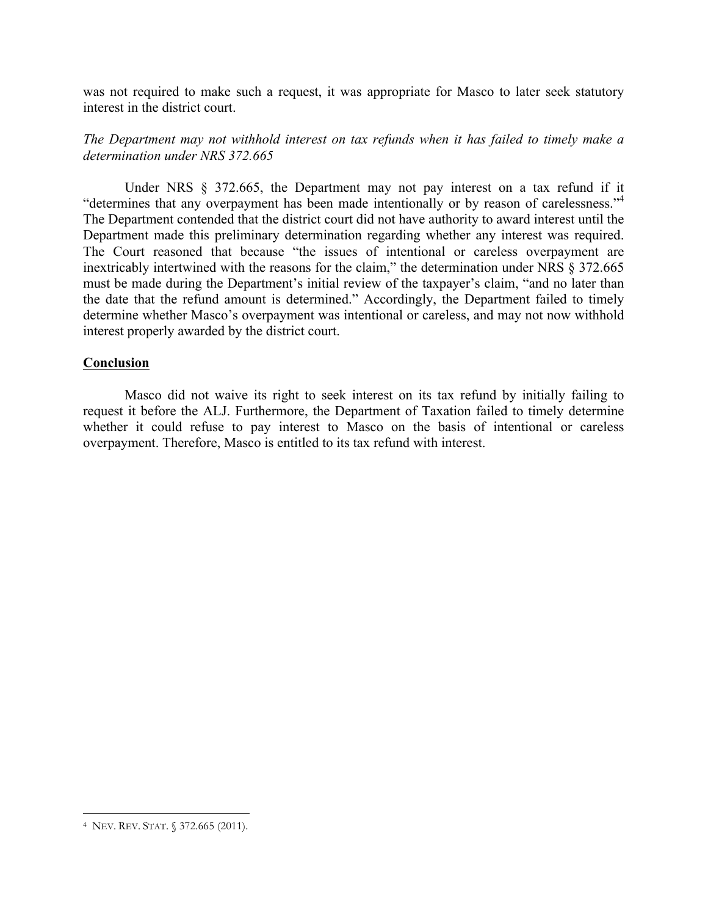was not required to make such a request, it was appropriate for Masco to later seek statutory interest in the district court.

*The Department may not withhold interest on tax refunds when it has failed to timely make a determination under NRS 372.665*

Under NRS § 372.665, the Department may not pay interest on a tax refund if it "determines that any overpayment has been made intentionally or by reason of carelessness."[4] The Department contended that the district court did not have authority to award interest until the Department made this preliminary determination regarding whether any interest was required. The Court reasoned that because "the issues of intentional or careless overpayment are inextricably intertwined with the reasons for the claim," the determination under NRS § 372.665 must be made during the Department's initial review of the taxpayer's claim, "and no later than the date that the refund amount is determined." Accordingly, the Department failed to timely determine whether Masco's overpayment was intentional or careless, and may not now withhold interest properly awarded by the district court.

**Conclusion**

Masco did not waive its right to seek interest on its tax refund by initially failing to request it before the ALJ. Furthermore, the Department of Taxation failed to timely determine whether it could refuse to pay interest to Masco on the basis of intentional or careless overpayment. Therefore, Masco is entitled to its tax refund with interest.

---

[4] NEV. REV. STAT. § 372.665 (2011).